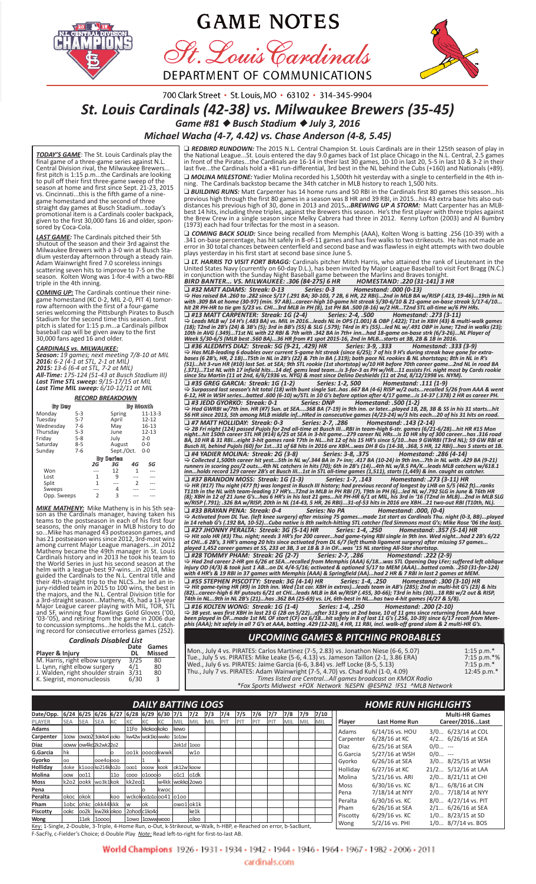# GAME NOTES

## St. Louis Cardinals

DEPARTMENT OF COMMUNICATIONS

700 Clark Street • St. Louis, MO • 63102 • 314-345-9904

# St. Louis Cardinals (42-38) vs. Milwaukee Brewers (35-45)

*Game #81 ◆ Busch Stadium ◆ July 3, 2016*

*Michael Wacha (4-7, 4.42) vs. Chase Anderson (4-8, 5.45)*

***TODAY'S GAME***: The St. Louis Cardinals play the final game of a three-game series against N.L. Central Division rival, the Milwaukee Brewers...first pitch is 1:15 p.m...the Cardinals are looking to pull off their first three-game sweep of the season at home and first since Sept. 21-23, 2015 vs. Cincinnati...this is the fifth game of a nine-game homestand and the second of three straight day games at Busch Stadium...today's promotional item is a Cardinals cooler backpack, given to the first 30,000 fans 16 and older, sponsored by Coca-Cola.

***LAST GAME:*** The Cardinals pitched their 5th shutout of the season and their 3rd against the Milwaukee Brewers with a 3-0 win at Busch Stadium yesterday afternoon through a steady rain. Adam Wainwright fired 7.0 scoreless innings scattering seven hits to improve to 7-5 on the season. Kolten Wong was 1-for-4 with a two-RBI triple in the 4th inning.

***COMING UP:*** The Cardinals continue their nine-game homestand (KC 0-2, MIL 2-0, PIT 4) tomorrow afternoon with the first of a four-game series welcoming the Pittsburgh Pirates to Busch Stadium for the second time this season...first pitch is slated for 1:15 p.m...a Cardinals pillbox baseball cap will be given away to the first 30,000 fans aged 16 and older.

***CARDINALS vs. MILWAUKEE:***
***Season:*** *19 games; next meeting 7/8-10 at MIL*
***2016:*** *6-2 (4-1 at STL, 2-1 at MIL)*
***2015:*** *13-6 (6-4 at STL, 7-2 at MIL)*
***All-Time:*** *175-124 (51-43 at Busch Stadium III)*
***Last Time STL sweep:*** *9/15-17/15 at MIL*
***Last Time MIL sweep:*** *6/10-12/11 at MIL*

***RECORD BREAKDOWN***

| By Day | | By Month | |
|---|---|---|---|
| Monday | 5-3 | Spring | 11-13-3 |
| Tuesday | 5-7 | April | 12-12 |
| Wednesday | 7-6 | May | 16-13 |
| Thursday | 5-3 | June | 12-13 |
| Friday | 5-8 | July | 2-0 |
| Saturday | 8-5 | August | 0-0 |
| Sunday | 7-6 | Sept./Oct. | 0-0 |

**By Series**

| | 2G | 3G | 4G | 5G |
|---|---|---|---|---|
| Won | --- | 12 | 1 | --- |
| Lost | 1 | 9 | --- | --- |
| Split | 1 | --- | 2 | --- |
| Sweeps | --- | 4 | --- | --- |
| Opp. Sweeps | 2 | 3 | --- | --- |

***MIKE MATHENY:*** Mike Matheny is in his 5th season as the Cardinals manager, having taken his teams to the postseason in each of his first four seasons, the only manager in MLB history to do so...Mike has managed 43 postseason games, and has 21 postseason wins since 2012, 3rd-most wins among current Major League managers...in 2012 Matheny became the 49th manager in St. Louis Cardinals history and in 2013 he took his team to the World Series in just his second season at the helm with a league-best 97 wins...in 2014, Mike guided the Cardinals to the N.L. Central title and their 4th-straight trip to the NLCS...he led an injury-riddled team in 2015 to 100 wins, the best in the majors, and the N.L. Central Division title for a 3rd-straight season...Matheny, 45, had a 13-year Major League career playing with MIL, TOR, STL and SF, winning four Rawlings Gold Gloves ('00, '03-'05), and retiring from the game in 2006 due to concussion symptoms...he holds the M.L. catching record for consecutive errorless games (252).

***Cardinals Disabled List***

| Player & Injury | Date DL | Games Missed |
|---|---|---|
| M. Harris, right elbow surgery | 3/25 | 80 |
| L. Lynn, right elbow surgery | 4/1 | 80 |
| J. Walden, right shoulder strain | 3/31 | 80 |
| K. Siegrist, mononucleosis | 6/30 | 3 |

❑ ***REDBIRD RUNDOWN:*** The 2015 N.L. Central Champion St. Louis Cardinals are in their 125th season of play in the National League...St. Louis entered the day 9.0 games back of 1st place Chicago in the N.L. Central, 2.5 games in front of the Pirates...the Cardinals are 16-14 in their last 30 games, 10-10 in last 20, 5-5 in last 10 & 3-2 in their last five...the Cardinals hold a +81 run-differential, 3rd best in the NL behind the Cubs (+160) and Nationals (+89).

❑ ***MOLINA MILESTONE:*** Yadier Molina recorded his 1,500th hit yesterday with a single to centerfield in the 4th inning. The Cardinals backstop became the 34th catcher in MLB history to reach 1,500 hits.

❑ ***BUILDING RUNS:*** Matt Carpenter has 14 home runs and 50 RBI in the Cardinals first 80 games this season...his previous high through the first 80 games in a season was 8 HR and 39 RBI, in 2015...his 43 extra base hits also outdistances his previous high of 30, done in 2013 and 2015...***BREWING UP A STORM:*** Matt Carpenter has an MLB-best 14 hits, including three triples, against the Brewers this season. He's the first player with three triples against the Brew Crew in a single season since Melky Cabrera had three in 2012. Kenny Lofton (2003) and Al Bumbry (1973) each had four trifectas for the most in a season.

❑ ***COMING BACK SOLID:*** Since being recalled from Memphis (AAA), Kolten Wong is batting .256 (10-39) with a .341 on-base percentage, has hit safely in 8-of-11 games and has five walks to two strikeouts. He has not made an error in 30 total chances between centerfield and second base and was flawless in eight attempts with two double plays separately in his first start at second base since June 5.

❑ ***LT. HARRIS TO VISIT FORT BRAGG:*** Cardinals pitcher Mitch Harris, who attained the rank of Lieutenant in the United States Navy (currently on 60-day D.L.), has been invited by Major League Baseball to visit Fort Bragg (N.C.) in conjunction with the Sunday Night Baseball game between the Marlins and Braves tonight.

***BIRD BANTER... VS. MILWAUKEE: .306 (84-275) 6 HR     HOMESTAND: .220 (31-141) 3 HR***

❑ ***#32 MATT ADAMS: Streak: 0-13     Series: 0-3     Homestand: .000 (0-13)***
⇨ ***Has raised BA .260 to .282 since 5/17 (.291 BA; 30-103, 7 2B, 6 HR, 22 RBI)...2nd in MLB BA w/RISP (.413, 19-46)...19th in NL with .309 BA at home (30-97) (min. 97 AB)...career-high 10-game hit streak 5/30-6/10 & 21-game on-base streak 5/17-6/10... hit 2R PH-HR to tie gm 5/23 vs. CHI...3rd MLB in PH (8), 1st PH BA .500 (8-16) w/2 HR...T2nd STL all-time w/6 PH HRs.***

❑ ***#13 MATT CARPENTER: Streak: 1G (2-4)     Series: 2-4, .500     Homestand: .273 (3-11)***
⇨ ***Leads MLB w/ 14 H's (.483 BA) vs. MIL in 2016...leads NL in OPS (1.001) & OBP (.422); T1st in XBH (43) & multi-walk games (18); T2nd in 2B's (24) & 3B's (5); 3rd in BB's (55) & SLG (.579); T4rd in R's (55)...led NL w/.491 OBP in June; T2nd in walks (23); 10th in AVG (.349)...T1st NL with 22 RBI & 7th with .342 BA in 7th+ inn...had 18-game on-base strk (6/3-26)...NL Player of Week 5/30-6/5 (MLB best .560 BA)...36 HR from #1 spot 2015-16, 2nd in MLB...starts at 3B, 2B & 1B in 2016.***

❑ ***#36 ALEDMYS DIAZ: Streak: 5G (9-21, .429) HR     Series: 3-9, .333     Homestand: .333 (3-9)***
⇨ ***Has MLB-leading 6 doubles over current 5-game hit streak (since 6/25); 7 of his 9 H's during streak have gone for extra-bases (6 2B's, HR, 2 1B)...T5th in NL in 2B's (22) & 7th in BA (.319); both pace NL rookies & NL shortstops; 8th in NL in R's (51)...hit 3-run HR (#10) last Sat. at SEA; 9th STL rookie (1st shortstop) w/10 HR before 70th career game...2nd NL in road BA (.371)...T1st NL with 17 infield hits...14 def. gems lead team...is 3-for-3 as PH w/HR...11 assists Fri. night most by Cards rookie since Stu Martin (11 at 2nd, 6/6/1936 vs. NYG) & most since Delino Deshields (11 at 2nd, 8/12/1998 vs. NYM).***

❑ ***#35 GREG GARCIA: Streak: 1G (1-2)     Series: 1-2, 500     Homestand: .111 (1-9)***
⇨ ***Surpassed last season's hit total (18) with bunt single Sat..has .667 BA (4-6) RISP w/2 outs...recalled 5/26 from AAA & went 6-12, HR in WSH series...batted .600 (6-10) w/STL in 10 G's before option after 4/17 game...is 14-37 (.378) 2 HR as career PH.***

❑ ***#3 JEDD GYORKO: Streak: 0-1     Series: DNP     Homestand: .500 (1-2)***
⇨ ***Had GWRBI w/7th inn. HR (#7) Sun. at SEA....368 BA (7-19) in 9th inn. or later...played 1B, 2B, 3B & SS in his 31 starts...hit 56 HR since 2013, 5th among MLB middle inf...HRed in consecutive games (4/23-24) w/3 hits each...20 of his 31 hits on road.***

❑ ***#7 MATT HOLLIDAY: Streak: 0-3     Series: 2-7, .286     Homestand: .143 (2-14)***
⇨ ***2B Fri night (124) passed Pujols for 2nd all-time at Busch III...RBI in team-high 6-str. games (6/21-6/28)...hit HR #15 Mon night...hit 150th career STL HR (#14) 6/25 at SEA in 3-hit game...279 career NL HRs...is 10 HR shy of 300 career...has .316 road BA, 10 HR & 31 RBI...eight 3-hit games rank T7th in NL...hit 12 of his 15 HR's since 5/10...has 9 GWRBI (T3rd NL); 59 GW RBI at Busch III, behind Pujols (60) for 1st...31 of 68 hits in 2016 are XBH...was DH 8 Gs (14-38, .368, 5 HR, 12 RBI)...has 5 starts at 1B.***

❑ ***#4 YADIER MOLINA: Streak: 2G (3-8)     Series: 3-8, .375     Homestand: .286 (4-14)***
⇨ ***Collected 1,500th career hit yest...5th in NL w/.344 BA in 7+ inn; .417 BA (10-24) in 9th inn...7th in NL with .429 BA (9-21) runners in scoring pos/2 outs...4th NL catchers in hits (70); 6th in 2B's (14)...4th NL w/8.5 PA/K...leads MLB catchers w/618.1 inn...holds record 129 career 2B's at Busch III...1st in STL all-time games (1,511), starts (1,449) & inn. caught as catcher.***

❑ ***#37 BRANDON MOSS: Streak: 1G (1-3)     Series: 1-7, .143     Homestand: .273 (3-11) HR***
⇨ ***HR (#17) Thu night (477 ft) was longest in Busch III history; had previous record of longest by LHB on 5/5 (462 ft)...ranks T11th in the NL with team-leading 17 HR's...T2nd in MLB in PH RBI (7), T9th in PH (6)...led NL w/.792 SLG in June & T6th HR (8); XBH in 12 of 21 June G's...has 6 HR's in his last 21 gms...hit PH-HR 6/1 at MIL, his 3rd in '16 (T2nd in MLB)...2nd in MLB SLG w/RISP (.791); .326 BA w/RISP, 20th in NL (14-43, 5 HR, 26 RBI)...31-of-53 hits in 2016 are XBH...21 two-out RBI (T10th, NL).***

❑ ***#33 BRAYAN PENA: Streak: 0-4     Series: No PA     Homestand: .000, (0-4)***
⇨ ***Activated from DL Tue. (left knee surgery) after missing 75 games...made 1st start as Cardinals Thu. night (0-3, BB)...played in 14 rehab G's (.192 BA, 10-52)...Cuba native is 8th switch-hitting STL catcher (Ted Simmons most G's; Mike Rose '06 the last).***

❑ ***#27 JHONNY PERALTA: Streak: 3G (5-14) HR     Series: 1-4, .250     Homestand: .357 (5-14) HR***
⇨ ***Hit solo HR (#3) Thu. night; needs 3 HR's for 200 career...had game-tying RBI single in 9th inn. Wed night...had 2 2B's 6/22 at CHI...6 2B's, 3 HR's among 20 hits since activated from DL 6/7 (left thumb ligament surgery) after missing 57 games... played 1,452 career games at SS, 233 at 3B, 3 at 1B & 3 in OF...was '15 NL starting All-Star shortstop.***

❑ ***#28 TOMMY PHAM: Streak: 2G (2-7)     Series: 2-7, .286     Homestand: .222 (2-9)***
⇨ ***Had 2nd career 2-HR gm 6/26 at SEA...recalled from Memphis (AAA) 6/18...was STL Opening Day LFer; suffered left oblique injury OD (4/3) & took just 1 AB...on DL 4/4-5/16; activated & optioned 5/17 to MEM (AAA)...batted comb. .250 (31-for-124) with 4 HR's & 19 RBI in 37 games with Memphis (AAA) & Springfield (AA)...had 2 HR & 7 RBI in last 2 games at MEM.***

❑ ***#55 STEPHEN PISCOTTY: Streak: 3G (4-14) HR     Series: 1-4, .250     Homestand: .300 (3-10) HR***
⇨ ***Hit game-tying HR (#9) in 10th inn. Wed (1st car. XBH in extras)...leads team in AB's (285); 2nd in multi-hit G's (23) & hits (82)...career-high 6 RF putouts 6/21 at CHI...leads MLB in BA w/RISP (.455, 30-66); T3rd in hits (30)...18 RBI w/2 out & RISP, T4th in NL...9th in NL 2B's (21)...has .362 BA (25-69) vs. LH, 6th-best in NL...has two 4-hit games (4/27 & 5/8).***

❑ ***#16 KOLTEN WONG: Streak: 1G (1-4)     Series: 1-4, .250     Homestand: .200 (2-10)***
⇨ ***3B yest. was first XBH in last 23 G (2B on 5/22)...after 313 gms at 2nd base, 10 of 11 gms since returning from AAA have been played in OF...made 1st ML OF start (CF) on 6/18...hit safely in 8 of last 11 G's (.256, 10-39) since 6/17 recall from Memphis (AAA); hit safely in all 7 G's at AAA, batting .429 (12-28), 4 HR, 11 RBI, incl. walk-off grand slam & 2 multi-HR G's.***

## UPCOMING GAMES & PITCHING PROBABLES

| | |
|---|---|
| Mon., July 4 vs. PIRATES: Carlos Martinez (7-5, 2.83) vs. Jonathon Niese (6-6, 5.07) | 1:15 p.m.* |
| Tue., July 5 vs. PIRATES: Mike Leake (5-6, 4.13) vs. Jameson Taillon (2-1, 3.86 ERA) | 7:15 p.m.*% |
| Wed., July 6 vs. PIRATES: Jaime Garcia (6-6, 3.84) vs. Jeff Locke (8-5, 5.13) | 7:15 p.m.* |
| Thu., July 7 vs. PIRATES: Adam Wainwright (7-5, 4.70) vs. Chad Kuhl (1-0, 4.09) | 12:45 p.m.* |

*Times listed are Central...All games broadcast on KMOX Radio*
*\*Fox Sports Midwest +FOX Network %ESPN @ESPN2 !FS1 ^MLB Network*

## DAILY BATTING LOGS

| Date/Opp. | 6/24 SEA | 6/25 SEA | 6/26 SEA | 6/27 KC | 6/28 KC | 6/29 KC | 6/30 KC | 7/1 MIL | 7/2 MIL | 7/3 MIL | 7/4 PIT | 7/5 PIT | 7/6 PIT | 7/7 PIT | 7/8 MIL | 7/9 MIL | 7/10 MIL |
|---|---|---|---|---|---|---|---|---|---|---|---|---|---|---|---|---|---|
| Adams | | | | | 11Fo | kkokoo | kolo | | kewo | | | | | | | | |
| Carpenter | 1oow | owoo2 | 3ok4o | 4ooko | | kw42w | wok1ko | wwko | 1o1ow | | | | | | | | |
| Diaz | ooww | ow4kc | 2k2wk | 2l2o2 | | | | 2ek1d | 1ooo | | | | | | | | |
| G.Garcia | hk | | | o | | oo1k | ooocokwwk | | w1o | | | | | | | | |
| Gyorko | oo | | ooe4o | ooo | | | | | | | | | | | | | |
| Holliday | doke | k1ooo | ko214k | o2o | ooo1 | ooow | kook | ok12w | koow | | | | | | | | |
| Molina | oow | oo11 | | 11o | cooo | o1ooo | o | o1c1 | o1dk | | | | | | | | |
| Moss | k2o2 | ookk | wo3k1 | kok | kk2eo | 1 | w4kk | wokko | 2owo | | | | | | | | |
| Pena | | | | | | o | kwoc | | | | | | | | | | |
| Peralta | okoc | okok | | koo | wckok | oo1o1o | oo41 | o1oo | | | | | | | | | |
| Pham | 1obc | ohkc | okk44 | kkk | w | ok | | owo1 | ok1k | | | | | | | | |
| Piscotty | ookc | oo2k | kw2kk | okoo | 2ohod | c1ko4 | o | | ke1k | | | | | | | | |
| Wong | | 11ek | 1oooo | | 1owo | 1coww | wooo | | o3oo | | | | | | | | |

Key: 1-Single, 2-Double, 3-Triple, 4-Home Run, o-Out, k-Strikeout, w-Walk, h-HBP, e-Reached on error, b-SacBunt, F-SacFly, c-Fielder's Choice; d-Double Play *Note:* Read left-to-right for first-to-last AB.

## HOME RUN HIGHLIGHTS

| Player | Last Home Run | Multi-HR Games Career/2016...Last |
|---|---|---|
| Adams | 6/14/16 vs. HOU | 3/0... 6/23/14 at COL |
| Carpenter | 6/28/16 at KC | 4/2... 6/26/16 at SEA |
| Diaz | 6/25/16 at SEA | 0/0... --- |
| G.Garcia | 5/27/16 at WSH | 0/0... --- |
| Gyorko | 6/26/16 at SEA | 3/0... 8/25/15 at WSH |
| Holliday | 6/27/16 at KC | 21/2... 5/12/16 at LAA |
| Molina | 5/21/16 vs. ARI | 2/0... 8/21/11 at CHI |
| Moss | 6/30/16 vs. KC | 8/1... 6/8/16 at CIN |
| Pena | 7/18/14 at NYY | 2/0... 7/18/14 at NYY |
| Peralta | 6/30/16 vs. KC | 8/0... 4/27/14 vs. PIT |
| Pham | 6/26/16 at SEA | 2/1... 6/26/16 at SEA |
| Piscotty | 6/29/16 vs. KC | 1/0... 8/23/15 at SD |
| Wong | 5/2/16 vs. PHI | 1/0... 8/7/14 vs. BOS |

World Champions 1926 • 1931 • 1934 • 1942 • 1944 • 1946 • 1964 • 1967 • 1982 • 2006 • 2011

cardinals.com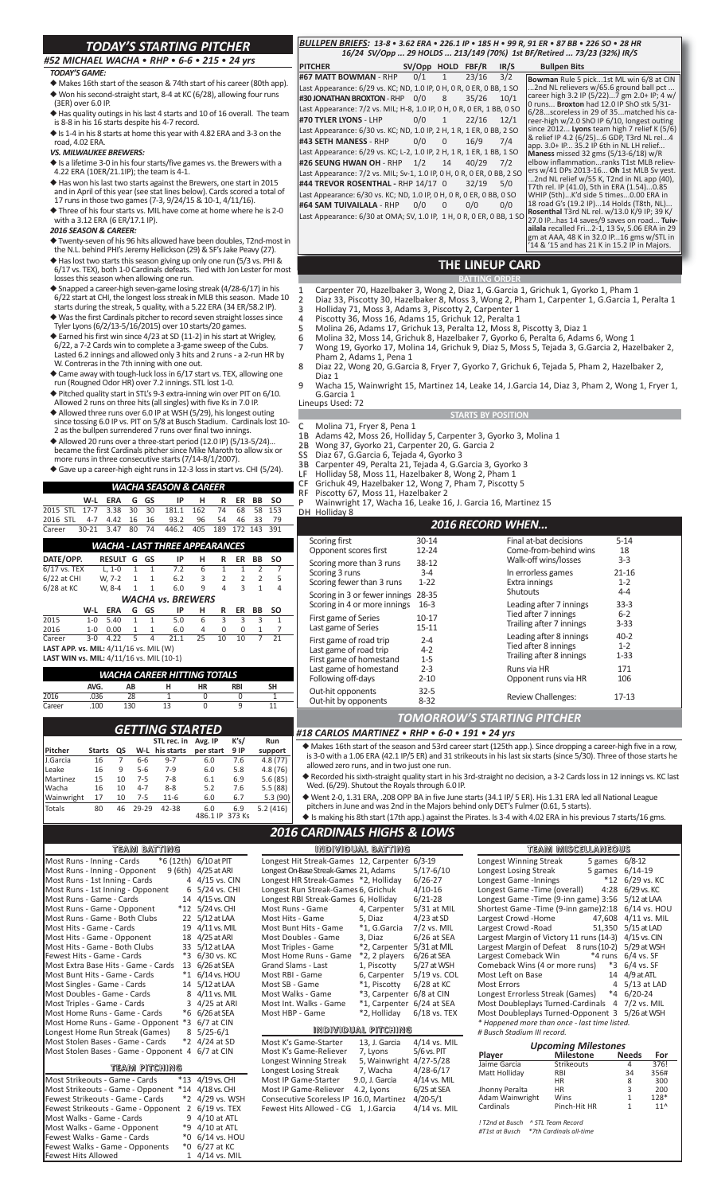## TODAY'S STARTING PITCHER

### #52 MICHAEL WACHA • RHP • 6-6 • 215 • 24 yrs

***TODAY'S GAME:***

- Makes 16th start of the season & 74th start of his career (80th app).
- Won his second-straight start, 8-4 at KC (6/28), allowing four runs (3ER) over 6.0 IP.
- Has quality outings in his last 4 starts and 10 of 16 overall. The team is 8-8 in his 16 starts despite his 4-7 record.
- Is 1-4 in his 8 starts at home this year with 4.82 ERA and 3-3 on the road, 4.02 ERA.

***VS. MILWAUKEE BREWERS:***

- Is a lifetime 3-0 in his four starts/five games vs. the Brewers with a 4.22 ERA (10ER/21.1IP); the team is 4-1.
- Has won his last two starts against the Brewers, one start in 2015 and in April of this year (see stat lines below). Cards scored a total of 17 runs in those two games (7-3, 9/24/15 & 10-1, 4/11/16).
- Three of his four starts vs. MIL have come at home where he is 2-0 with a 3.12 ERA (6 ER/17.1 IP).

***2016 SEASON & CAREER:***

- Twenty-seven of his 96 hits allowed have been doubles, T2nd-most in the N.L. behind PHI's Jeremy Hellickson (29) & SF's Jake Peavy (27).
- Has lost two starts this season giving up only one run (5/3 vs. PHI & 6/17 vs. TEX), both 1-0 Cardinals defeats. Tied with Jon Lester for most losses this season when allowing one run.
- Snapped a career-high seven-game losing streak (4/28-6/17) in his 6/22 start at CHI, the longest loss streak in MLB this season. Made 10 starts during the streak, 5 quality, with a 5.22 ERA (34 ER/58.2 IP).
- Was the first Cardinals pitcher to record seven straight losses since Tyler Lyons (6/2/13-5/16/2015) over 10 starts/20 games.
- Earned his first win since 4/23 at SD (11-2) in his start at Wrigley, 6/22, a 7-2 Cards win to complete a 3-game sweep of the Cubs. Lasted 6.2 innings and allowed only 3 hits and 2 runs - a 2-run HR by W. Contreras in the 7th inning with one out.
- Came away with tough-luck loss in 6/17 start vs. TEX, allowing one run (Rougned Odor HR) over 7.2 innings. STL lost 1-0.
- Pitched quality start in STL's 9-3 extra-inning win over PIT on 6/10. Allowed 2 runs on three hits (all singles) with five Ks in 7.0 IP.
- Allowed three runs over 6.0 IP at WSH (5/29), his longest outing since tossing 6.0 IP vs. PIT on 5/8 at Busch Stadium. Cardinals lost 10-2 as the bullpen surrendered 7 runs over final two innings.
- Allowed 20 runs over a three-start period (12.0 IP) (5/13-5/24)... became the first Cardinals pitcher since Mike Maroth to allow six or more runs in three consecutive starts (7/14-8/1/2007).
- Gave up a career-high eight runs in 12-3 loss in start vs. CHI (5/24).

| WACHA SEASON & CAREER | | | | | | | | | | | |
|---|---|---|---|---|---|---|---|---|---|---|---|
| | W-L | ERA | G | GS | IP | H | R | ER | BB | SO |
| 2015 STL | 17-7 | 3.38 | 30 | 30 | 181.1 | 162 | 74 | 68 | 58 | 153 |
| 2016 STL | 4-7 | 4.42 | 16 | 16 | 93.2 | 96 | 54 | 46 | 33 | 79 |
| Career | 30-21 | 3.47 | 80 | 74 | 446.2 | 405 | 189 | 172 | 143 | 391 |

| WACHA - LAST THREE APPEARANCES | | | | | | | | | |
|---|---|---|---|---|---|---|---|---|---|
| DATE/OPP. | RESULT | G | GS | IP | H | R | ER | BB | SO |
| 6/17 vs. TEX | L, 1-0 | 1 | 1 | 7.2 | 6 | 1 | 1 | 2 | 7 |
| 6/22 at CHI | W, 7-2 | 1 | 1 | 6.2 | 3 | 2 | 2 | 2 | 5 |
| 6/28 at KC | W, 8-4 | 1 | 1 | 6.0 | 9 | 4 | 3 | 1 | 4 |

| WACHA vs. BREWERS | | | | | | | | | | |
|---|---|---|---|---|---|---|---|---|---|---|
| | W-L | ERA | G | GS | IP | H | R | ER | BB | SO |
| 2015 | 1-0 | 5.40 | 1 | 1 | 5.0 | 6 | 3 | 3 | 3 | 1 |
| 2016 | 1-0 | 0.00 | 1 | 1 | 6.0 | 4 | 0 | 0 | 1 | 7 |
| Career | 3-0 | 4.22 | 5 | 4 | 21.1 | 25 | 10 | 10 | 7 | 21 |

**LAST APP. vs. MIL:** 4/11/16 vs. MIL (W)
**LAST WIN vs. MIL:** 4/11/16 vs. MIL (10-1)

| WACHA CAREER HITTING TOTALS | | | | | | |
|---|---|---|---|---|---|---|
| | AVG. | AB | H | HR | RBI | SH |
| 2016 | .036 | 28 | 1 | 0 | 0 | 1 |
| Career | .100 | 130 | 13 | 0 | 9 | 11 |

## GETTING STARTED

| Pitcher | Starts | QS | W-L | STL rec. in his starts | Avg. IP per start | K's/ 9 IP | Run support |
|---|---|---|---|---|---|---|---|
| J.Garcia | 16 | 7 | 6-6 | 9-7 | 6.0 | 7.6 | 4.8 (77) |
| Leake | 16 | 9 | 5-6 | 7-9 | 6.0 | 5.8 | 4.8 (76) |
| Martinez | 15 | 10 | 7-5 | 7-8 | 6.1 | 6.9 | 5.6 (85) |
| Wacha | 16 | 10 | 4-7 | 8-8 | 5.2 | 7.6 | 5.5 (88) |
| Wainwright | 17 | 10 | 7-5 | 11-6 | 6.0 | 6.7 | 5.3 (90) |
| Totals | 80 | 46 | 29-29 | 42-38 | 6.0 486.1 IP | 6.9 373 Ks | 5.2 (416) |

## BULLPEN BRIEFS: 13-8 • 3.62 ERA • 226.1 IP • 185 H • 99 R, 91 ER • 87 BB • 226 SO • 28 HR
### 16/24 SV/Opp ... 29 HOLDS ... 213/149 (70%) 1st BF/Retired ... 73/23 (32%) IR/S

| PITCHER | SV/Opp | HOLD | FBF/R | IR/S |
|---|---|---|---|---|
| **#67 MATT BOWMAN** - RHP | 0/1 | 1 | 23/16 | 3/2 |
| Last Appearance: 6/29 vs. KC; ND, 1.0 IP, 0 H, 0 R, 0 ER, 0 BB, 1 SO | | | | |
| **#30 JONATHAN BROXTON** - RHP | 0/0 | 8 | 35/26 | 10/1 |
| Last Appearance: 7/2 vs. MIL; H-8, 1.0 IP, 0 H, 0 R, 0 ER, 1 BB, 0 SO | | | | |
| **#70 TYLER LYONS** - LHP | 0/0 | 1 | 22/16 | 12/1 |
| Last Appearance: 6/30 vs. KC; ND, 1.0 IP, 2 H, 1 R, 1 ER, 0 BB, 2 SO | | | | |
| **#43 SETH MANESS** - RHP | 0/0 | 0 | 16/9 | 7/4 |
| Last Appearance: 6/29 vs. KC; L-2, 1.0 IP, 2 H, 1 R, 1 ER, 1 BB, 1 SO | | | | |
| **#26 SEUNG HWAN OH** - RHP | 1/2 | 14 | 40/29 | 7/2 |
| Last Appearance: 7/2 vs. MIL; Sv-1, 1.0 IP, 0 H, 0 R, 0 ER, 0 BB, 2 SO | | | | |
| **#44 TREVOR ROSENTHAL** - RHP | 14/17 | 0 | 32/19 | 5/0 |
| Last Appearance: 6/30 vs. KC; ND, 1.0 IP, 0 H, 0 R, 0 ER, 0 BB, 0 SO | | | | |
| **#64 SAM TUIVAILALA** - RHP | 0/0 | 0 | 0/0 | 0/0 |
| Last Appearance: 6/30 at OMA; SV, 1.0 IP, 1 H, 0 R, 0 ER, 0 BB, 1 SO | | | | |

**Bullpen Bits**

**Bowman** Rule 5 pick...1st ML win 6/8 at CIN ...2nd NL reliever w/65.6 ground ball pct ... career high 3.2 IP (5/22)...7 gm 2.0+ IP; 4 w/ 0 runs... **Broxton** had 12.0 IP ShO stk 5/31-6/28...scoreless in 29 of 35...matched his career-high w/2.0 ShO IP 6/10, longest outing since 2012... **Lyons** team high 7 relief K (5/6) & relief IP 4.2 (6/25)...6 GDP, T3rd NL rel...4 app. 3.0+ IP... 35.2 IP 6th in NL LH relief... **Maness** missed 32 gms (5/13-6/18) w/R elbow inflammation...ranks T1st MLB relievers w/41 DPs 2013-16... **Oh** 1st MLB Sv yest. ...2nd NL relief w/55 K, T2nd in NL app (40), T7th rel. IP (41.0), 5th in ERA (1.54)...0.85 WHIP (5th)...K'd side 5 times...0.00 ERA in 18 road G's (19.2 IP)...14 Holds (T8th, NL)... **Rosenthal** T3rd NL rel. w/13.0 K/9 IP; 39 K/ 27.0 IP...has 14 saves/9 saves on road... **Tuivailala** recalled Fri...2-1, 13 Sv, 5.06 ERA in 29 gm at AAA, 48 K in 32.0 IP...16 gms w/STL in '14 & '15 and has 21 K in 15.2 IP in Majors.

## THE LINEUP CARD

**BATTING ORDER**

1. Carpenter 70, Hazelbaker 3, Wong 2, Diaz 1, G.Garcia 1, Grichuk 1, Gyorko 1, Pham 1
2. Diaz 33, Piscotty 30, Hazelbaker 8, Moss 3, Wong 2, Pham 1, Carpenter 1, G.Garcia 1, Peralta 1
3. Holliday 71, Moss 3, Adams 3, Piscotty 2, Carpenter 1
4. Piscotty 36, Moss 16, Adams 15, Grichuk 12, Peralta 1
5. Molina 26, Adams 17, Grichuk 13, Peralta 12, Moss 8, Piscotty 3, Diaz 1
6. Molina 32, Moss 14, Grichuk 8, Hazelbaker 7, Gyorko 6, Peralta 6, Adams 6, Wong 1
7. Wong 19, Gyorko 17, Molina 14, Grichuk 9, Diaz 5, Moss 5, Tejada 3, G.Garcia 2, Hazelbaker 2, Pham 2, Adams 1, Pena 1
8. Diaz 22, Wong 20, G.Garcia 8, Fryer 7, Gyorko 7, Grichuk 6, Tejada 5, Pham 2, Hazelbaker 2, Diaz 1
9. Wacha 15, Wainwright 15, Martinez 14, Leake 14, J.Garcia 14, Diaz 3, Pham 2, Wong 1, Fryer 1, G.Garcia 1

Lineups Used: 72

**STARTS BY POSITION**

- C Molina 71, Fryer 8, Pena 1
- 1B Adams 42, Moss 26, Holliday 5, Carpenter 3, Gyorko 3, Molina 1
- 2B Wong 37, Gyorko 21, Carpenter 20, G. Garcia 2
- SS Diaz 67, G.Garcia 6, Tejada 4, Gyorko 3
- 3B Carpenter 49, Peralta 21, Tejada 4, G.Garcia 3, Gyorko 3
- LF Holliday 58, Moss 11, Hazelbaker 8, Wong 2, Pham 1
- CF Grichuk 49, Hazelbaker 12, Wong 7, Pham 7, Piscotty 5
- RF Piscotty 67, Moss 11, Hazelbaker 2
- P Wainwright 17, Wacha 16, Leake 16, J. Garcia 16, Martinez 15
- DH Holliday 8

## 2016 RECORD WHEN...

| | | | |
|---|---|---|---|
| Scoring first | 30-14 | Final at-bat decisions | 5-14 |
| Opponent scores first | 12-24 | Come-from-behind wins | 18 |
| Scoring more than 3 runs | 38-12 | Walk-off wins/losses | 3-3 |
| Scoring 3 runs | 3-4 | In errorless games | 21-16 |
| Scoring fewer than 3 runs | 1-22 | Extra innings | 1-2 |
| Scoring in 3 or fewer innings | 28-35 | Shutouts | 4-4 |
| Scoring in 4 or more innings | 16-3 | Leading after 7 innings | 33-3 |
| First game of Series | 10-17 | Tied after 7 innings | 6-2 |
| Last game of Series | 15-11 | Trailing after 7 innings | 3-33 |
| First game of road trip | 2-4 | Leading after 8 innings | 40-2 |
| Last game of road trip | 4-2 | Tied after 8 innings | 1-2 |
| First game of homestand | 1-5 | Trailing after 8 innings | 1-33 |
| Last game of homestand | 2-3 | Runs via HR | 171 |
| Following off-days | 2-10 | Opponent runs via HR | 106 |
| Out-hit opponents | 32-5 | Review Challenges: | 17-13 |
| Out-hit by opponents | 8-32 | | |

## TOMORROW'S STARTING PITCHER

### #18 CARLOS MARTINEZ • RHP • 6-0 • 191 • 24 yrs

- Makes 16th start of the season and 53rd career start (125th app.). Since dropping a career-high five in a row, is 3-0 with a 1.06 ERA (42.1 IP/5 ER) and 31 strikeouts in his last six starts (since 5/30). Three of those starts he allowed zero runs, and in two just one run.
- Recorded his sixth-straight quality start in his 3rd-straight no decision, a 3-2 Cards loss in 12 innings vs. KC last Wed. (6/29). Shutout the Royals through 6.0 IP.
- Went 2-0, 1.31 ERA, .208 OPP BA in five June starts (34.1 IP/ 5 ER). His 1.31 ERA led all National League pitchers in June and was 2nd in the Majors behind only DET's Fulmer (0.61, 5 starts).
- Is making his 8th start (17th app.) against the Pirates. Is 3-4 with 4.02 ERA in his previous 7 starts/16 gms.

## 2016 CARDINALS HIGHS & LOWS

**TEAM BATTING**

| | | |
|---|---|---|
| Most Runs - Inning - Cards | *6 (12th) | 6/10 at PIT |
| Most Runs - Inning - Opponent | 9 (6th) | 4/25 at ARI |
| Most Runs - 1st Inning - Cards | 4 | 4/15 vs. CIN |
| Most Runs - 1st Inning - Opponent | 6 | 5/24 vs. CHI |
| Most Runs - Game - Cards | 14 | 4/15 vs. CIN |
| Most Runs - Game - Opponent | *12 | 5/24 vs. CHI |
| Most Runs - Game - Both Clubs | 22 | 5/12 at LAA |
| Most Hits - Game - Cards | 19 | 4/11 vs. MIL |
| Most Hits - Game - Opponent | 18 | 4/25 at ARI |
| Most Hits - Game - Both Clubs | 33 | 5/12 at LAA |
| Fewest Hits - Game - Cards | *3 | 6/30 vs. KC |
| Most Extra Base Hits - Game - Cards | 13 | 6/26 at SEA |
| Most Bunt Hits - Game - Cards | *1 | 6/14 vs. HOU |
| Most Singles - Game - Cards | 14 | 5/12 at LAA |
| Most Doubles - Game - Cards | 8 | 4/11 vs. MIL |
| Most Triples - Game - Cards | 3 | 4/25 at ARI |
| Most Home Runs - Game - Cards | *6 | 6/26 at SEA |
| Most Home Runs - Game - Opponent | *3 | 6/7 at CIN |
| Longest Home Run Streak (Games) | 8 | 5/25-6/1 |
| Most Stolen Bases - Game - Cards | *2 | 4/24 at SD |
| Most Stolen Bases - Game - Opponent | 4 | 6/7 at CIN |

**TEAM PITCHING**

| | | |
|---|---|---|
| Most Strikeouts - Game - Cards | *13 | 4/19 vs. CHI |
| Most Strikeouts - Game - Opponent | *14 | 4/18 vs. CHI |
| Fewest Strikeouts - Game - Cards | *2 | 4/29 vs. WSH |
| Fewest Strikeouts - Game - Opponent | 2 | 6/19 vs. TEX |
| Most Walks - Game - Cards | 9 | 4/10 at ATL |
| Most Walks - Game - Opponent | *9 | 4/10 at ATL |
| Fewest Walks - Game - Cards | *0 | 6/14 vs. HOU |
| Fewest Walks - Game - Opponents | *0 | 6/27 at KC |
| Fewest Hits Allowed | 1 | 4/14 vs. MIL |

**INDIVIDUAL BATTING**

| | | |
|---|---|---|
| Longest Hit Streak-Games | 12, Carpenter | 6/3-19 |
| Longest On-Base Streak-Games | 21, Adams | 5/17-6/10 |
| Longest HR Streak-Games | *2, Holliday | 6/26-27 |
| Longest Run Streak-Games | 6, Grichuk | 4/10-16 |
| Longest RBI Streak-Games | 6, Holliday | 6/21-28 |
| Most Runs - Game | 4, Carpenter | 5/31 at MIL |
| Most Hits - Game | 5, Diaz | 4/23 at SD |
| Most Bunt Hits - Game | *1, G.Garcia | 7/2 vs. MIL |
| Most Doubles - Game | 3, Diaz | 6/26 at SEA |
| Most Triples - Game | *2, Carpenter | 5/31 at MIL |
| Most Home Runs - Game | *2, 2 players | 6/26 at SEA |
| Grand Slams - Last | 1, Piscotty | 5/27 at WSH |
| Most RBI - Game | 6, Carpenter | 5/19 vs. COL |
| Most SB - Game | *1, Piscotty | 6/28 at KC |
| Most Walks - Game | *3, Carpenter | 6/8 at CIN |
| Most Int. Walks - Game | *1, Carpenter | 6/24 at SEA |
| Most HBP - Game | *2, Holliday | 6/18 vs. TEX |

**INDIVIDUAL PITCHING**

| | | |
|---|---|---|
| Most K's Game-Starter | 13, J. Garcia | 4/14 vs. MIL |
| Most K's Game-Reliever | 7, Lyons | 5/6 vs. PIT |
| Longest Winning Streak | 5, Wainwright | 4/27-5/28 |
| Longest Losing Streak | 7, Wacha | 4/28-6/17 |
| Most IP Game-Starter | 9.0, J. Garcia | 4/14 vs. MIL |
| Most IP Game-Reliever | 4.2, Lyons | 6/25 at SEA |
| Consecutive Scoreless IP | 16.0, Martinez | 4/20-5/1 |
| Fewest Hits Allowed - CG | 1, J.Garcia | 4/14 vs. MIL |

**TEAM MISCELLANEOUS**

| | | |
|---|---|---|
| Longest Winning Streak | 5 games | 6/8-12 |
| Longest Losing Streak | 5 games | 6/14-19 |
| Longest Game -Innings | *12 | 6/29 vs. KC |
| Longest Game -Time (overall) | 4:28 | 6/4 vs. SF |
| Longest Game -Time (9-inn game) 3:56 | | 5/12 at LAA |
| Shortest Game -Time (9-inn game) 2:18 | | 6/14 vs. HOU |
| Largest Crowd -Home | 47,608 | 4/11 vs. MIL |
| Largest Crowd -Road | 51,350 | 5/15 at LAD |
| Largest Margin of Victory 11 runs (14-3) | | 4/15 vs. CIN |
| Largest Margin of Defeat 8 runs (10-2) | | 5/29 at WSH |
| Largest Comeback Win | *4 runs | 6/4 vs. SF |
| Comeback Wins (4 or more runs) | *3 | 6/4 vs. SF |
| Most Left on Base | 14 | 4/9 at ATL |
| Most Errors | 4 | 5/13 at LAD |
| Longest Errorless Streak (Games) | *4 | 6/20-24 |
| Most Doubleplays Turned-Cardinals | 4 | 7/2 vs. MIL |
| Most Doubleplays Turned-Opponent | 3 | 5/26 at WSH |

*\* Happened more than once - last time listed.*
*# Busch Stadium III record.*

**Upcoming Milestones**

| Player | Milestone | Needs | For |
|---|---|---|---|
| Jaime Garcia | Strikeouts | 4 | 376! |
| Matt Holliday | RBI | 34 | 356# |
| | HR | 8 | 300 |
| Jhonny Peralta | HR | 3 | 200 |
| Adam Wainwright | Wins | 1 | 128* |
| Cardinals | Pinch-Hit HR | 1 | 11^ |

*! T2nd at Busch ^ STL Team Record*
*#T1st at Busch *7th Cardinals all-time*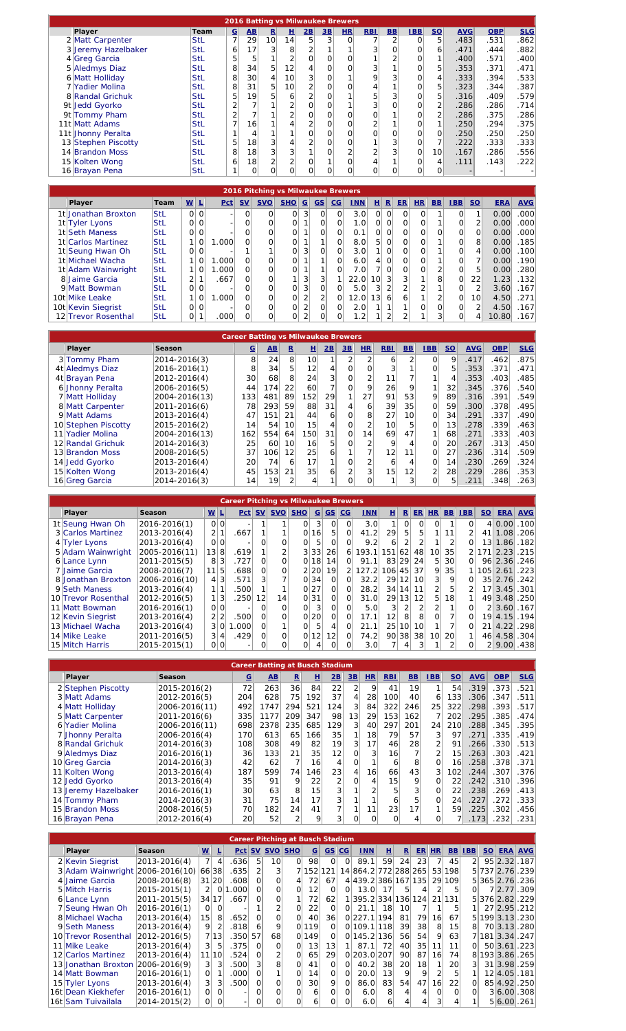## 2016 Batting vs Milwaukee Brewers

| | Player | Team | G | AB | R | H | 2B | 3B | HR | RBI | BB | IBB | SO | AVG | OBP | SLG |
|---|---|---|---|---|---|---|---|---|---|---|---|---|---|---|---|---|
| 2 | Matt Carpenter | StL | 7 | 29 | 10 | 14 | 5 | 3 | 0 | 7 | 2 | 0 | 5 | .483 | .531 | .862 |
| 3 | Jeremy Hazelbaker | StL | 6 | 17 | 3 | 8 | 2 | 1 | 1 | 3 | 0 | 0 | 6 | .471 | .444 | .882 |
| 4 | Greg Garcia | StL | 5 | 5 | 1 | 2 | 0 | 0 | 0 | 1 | 2 | 0 | 1 | .400 | .571 | .400 |
| 5 | Aledmys Diaz | StL | 8 | 34 | 5 | 12 | 4 | 0 | 0 | 3 | 1 | 0 | 5 | .353 | .371 | .471 |
| 6 | Matt Holliday | StL | 8 | 30 | 4 | 10 | 3 | 0 | 1 | 9 | 3 | 0 | 4 | .333 | .394 | .533 |
| 7 | Yadier Molina | StL | 8 | 31 | 5 | 10 | 2 | 0 | 0 | 4 | 1 | 0 | 5 | .323 | .344 | .387 |
| 8 | Randal Grichuk | StL | 5 | 19 | 5 | 6 | 2 | 0 | 1 | 5 | 3 | 0 | 5 | .316 | .409 | .579 |
| 9t | Jedd Gyorko | StL | 2 | 7 | 1 | 2 | 0 | 0 | 1 | 3 | 0 | 0 | 2 | .286 | .286 | .714 |
| 9t | Tommy Pham | StL | 2 | 7 | 1 | 2 | 0 | 0 | 0 | 0 | 1 | 0 | 2 | .286 | .375 | .286 |
| 11t | Matt Adams | StL | 7 | 16 | 1 | 4 | 2 | 0 | 0 | 2 | 1 | 0 | 1 | .250 | .294 | .375 |
| 11t | Jhonny Peralta | StL | 1 | 4 | 1 | 1 | 0 | 0 | 0 | 0 | 0 | 0 | 0 | .250 | .250 | .250 |
| 13 | Stephen Piscotty | StL | 5 | 18 | 3 | 4 | 2 | 0 | 0 | 1 | 3 | 0 | 7 | .222 | .333 | .333 |
| 14 | Brandon Moss | StL | 8 | 18 | 3 | 3 | 1 | 0 | 2 | 2 | 3 | 0 | 10 | .167 | .286 | .556 |
| 15 | Kolten Wong | StL | 6 | 18 | 2 | 2 | 0 | 1 | 0 | 4 | 1 | 0 | 4 | .111 | .143 | .222 |
| 16 | Brayan Pena | StL | 1 | 0 | 0 | 0 | 0 | 0 | 0 | 0 | 0 | 0 | 0 | - | - | - |

## 2016 Pitching vs Milwaukee Brewers

| | Player | Team | W | L | Pct | SV | SVO | SHO | G | GS | CG | INN | H | R | ER | HR | BB | IBB | SO | ERA | AVG |
|---|---|---|---|---|---|---|---|---|---|---|---|---|---|---|---|---|---|---|---|---|---|
| 1t | Jonathan Broxton | StL | 0 | 0 | - | 0 | 0 | 0 | 3 | 0 | 0 | 3.0 | 0 | 0 | 0 | 0 | 1 | 0 | 1 | 0.00 | .000 |
| 1t | Tyler Lyons | StL | 0 | 0 | - | 0 | 0 | 0 | 1 | 0 | 0 | 1.0 | 0 | 0 | 0 | 0 | 1 | 0 | 2 | 0.00 | .000 |
| 1t | Seth Maness | StL | 0 | 0 | - | 0 | 0 | 0 | 1 | 0 | 0 | 0.1 | 0 | 0 | 0 | 0 | 0 | 0 | 0 | 0.00 | .000 |
| 1t | Carlos Martinez | StL | 1 | 0 | 1.000 | 0 | 0 | 0 | 1 | 1 | 0 | 8.0 | 5 | 0 | 0 | 0 | 1 | 0 | 8 | 0.00 | .185 |
| 1t | Seung Hwan Oh | StL | 0 | 0 | - | 1 | 1 | 0 | 3 | 0 | 0 | 3.0 | 1 | 0 | 0 | 0 | 1 | 0 | 4 | 0.00 | .100 |
| 1t | Michael Wacha | StL | 1 | 0 | 1.000 | 0 | 0 | 0 | 1 | 1 | 0 | 6.0 | 4 | 0 | 0 | 0 | 1 | 0 | 7 | 0.00 | .190 |
| 1t | Adam Wainwright | StL | 1 | 0 | 1.000 | 0 | 0 | 0 | 1 | 1 | 0 | 7.0 | 7 | 0 | 0 | 0 | 2 | 0 | 5 | 0.00 | .280 |
| 8 | Jaime Garcia | StL | 2 | 1 | .667 | 0 | 0 | 1 | 3 | 3 | 1 | 22.0 | 10 | 3 | 3 | 1 | 8 | 0 | 22 | 1.23 | .132 |
| 9 | Matt Bowman | StL | 0 | 0 | - | 0 | 0 | 0 | 3 | 0 | 0 | 5.0 | 3 | 2 | 2 | 2 | 1 | 0 | 0 | 3.60 | .167 |
| 10t | Mike Leake | StL | 1 | 0 | 1.000 | 0 | 0 | 0 | 2 | 2 | 0 | 12.0 | 13 | 6 | 6 | 1 | 2 | 0 | 10 | 4.50 | .271 |
| 10t | Kevin Siegrist | StL | 0 | 0 | - | 0 | 0 | 0 | 2 | 0 | 0 | 2.0 | 1 | 1 | 1 | 0 | 0 | 0 | 2 | 4.50 | .167 |
| 12 | Trevor Rosenthal | StL | 0 | 1 | .000 | 0 | 0 | 0 | 2 | 0 | 0 | 1.2 | 1 | 2 | 2 | 1 | 3 | 0 | 4 | 10.80 | .167 |

## Career Batting vs Milwaukee Brewers

| | Player | Season | G | AB | R | H | 2B | 3B | HR | RBI | BB | IBB | SO | AVG | OBP | SLG |
|---|---|---|---|---|---|---|---|---|---|---|---|---|---|---|---|---|
| 3 | Tommy Pham | 2014-2016(3) | 8 | 24 | 8 | 10 | 1 | 2 | 2 | 6 | 2 | 0 | 9 | .417 | .462 | .875 |
| 4t | Aledmys Diaz | 2016-2016(1) | 8 | 34 | 5 | 12 | 4 | 0 | 0 | 3 | 1 | 0 | 5 | .353 | .371 | .471 |
| 4t | Brayan Pena | 2012-2016(4) | 30 | 68 | 8 | 24 | 3 | 0 | 2 | 11 | 7 | 1 | 4 | .353 | .403 | .485 |
| 6 | Jhonny Peralta | 2006-2016(5) | 44 | 174 | 22 | 60 | 7 | 0 | 9 | 26 | 9 | 1 | 32 | .345 | .376 | .540 |
| 7 | Matt Holliday | 2004-2016(13) | 133 | 481 | 89 | 152 | 29 | 1 | 27 | 91 | 53 | 9 | 89 | .316 | .391 | .549 |
| 8 | Matt Carpenter | 2011-2016(6) | 78 | 293 | 59 | 88 | 31 | 4 | 6 | 39 | 35 | 0 | 59 | .300 | .378 | .495 |
| 9 | Matt Adams | 2013-2016(4) | 47 | 151 | 21 | 44 | 6 | 0 | 8 | 27 | 10 | 0 | 34 | .291 | .337 | .490 |
| 10 | Stephen Piscotty | 2015-2016(2) | 14 | 54 | 10 | 15 | 4 | 0 | 2 | 10 | 5 | 0 | 13 | .278 | .339 | .463 |
| 11 | Yadier Molina | 2004-2016(13) | 162 | 554 | 64 | 150 | 31 | 0 | 14 | 69 | 47 | 1 | 68 | .271 | .333 | .403 |
| 12 | Randal Grichuk | 2014-2016(3) | 25 | 60 | 10 | 16 | 5 | 0 | 2 | 9 | 4 | 0 | 20 | .267 | .313 | .450 |
| 13 | Brandon Moss | 2008-2016(5) | 37 | 106 | 12 | 25 | 6 | 1 | 7 | 12 | 11 | 0 | 27 | .236 | .314 | .509 |
| 14 | Jedd Gyorko | 2013-2016(4) | 20 | 74 | 6 | 17 | 1 | 0 | 2 | 6 | 4 | 0 | 14 | .230 | .269 | .324 |
| 15 | Kolten Wong | 2013-2016(4) | 45 | 153 | 21 | 35 | 6 | 2 | 3 | 15 | 12 | 2 | 28 | .229 | .286 | .353 |
| 16 | Greg Garcia | 2014-2016(3) | 14 | 19 | 2 | 4 | 1 | 0 | 0 | 1 | 3 | 0 | 5 | .211 | .348 | .263 |

## Career Pitching vs Milwaukee Brewers

| | Player | Season | W | L | Pct | SV | SVO | SHO | G | GS | CG | INN | H | R | ER | HR | BB | IBB | SO | ERA | AVG |
|---|---|---|---|---|---|---|---|---|---|---|---|---|---|---|---|---|---|---|---|---|---|
| 1t | Seung Hwan Oh | 2016-2016(1) | 0 | 0 | - | 1 | 1 | 0 | 3 | 0 | 0 | 3.0 | 1 | 0 | 0 | 0 | 1 | 0 | 4 | 0.00 | .100 |
| 3 | Carlos Martinez | 2013-2016(4) | 2 | 1 | .667 | 1 | 1 | 0 | 16 | 5 | 0 | 41.2 | 29 | 5 | 5 | 1 | 11 | 2 | 41 | 1.08 | .206 |
| 4 | Tyler Lyons | 2013-2016(4) | 0 | 0 | - | 0 | 0 | 0 | 5 | 0 | 0 | 9.2 | 6 | 2 | 2 | 1 | 2 | 0 | 13 | 1.86 | .182 |
| 5 | Adam Wainwright | 2005-2016(11) | 13 | 8 | .619 | 1 | 2 | 3 | 33 | 26 | 6 | 193.1 | 151 | 62 | 48 | 10 | 35 | 2 | 171 | 2.23 | .215 |
| 6 | Lance Lynn | 2011-2015(5) | 8 | 3 | .727 | 0 | 0 | 0 | 18 | 14 | 0 | 91.1 | 83 | 29 | 24 | 5 | 30 | 0 | 96 | 2.36 | .246 |
| 7 | Jaime Garcia | 2008-2016(7) | 11 | 5 | .688 | 0 | 0 | 2 | 20 | 19 | 2 | 127.2 | 106 | 45 | 37 | 9 | 35 | 1 | 105 | 2.61 | .223 |
| 8 | Jonathan Broxton | 2006-2016(10) | 4 | 3 | .571 | 3 | 7 | 0 | 34 | 0 | 0 | 32.2 | 29 | 12 | 10 | 3 | 9 | 0 | 35 | 2.76 | .242 |
| 9 | Seth Maness | 2013-2016(4) | 1 | 1 | .500 | 1 | 1 | 0 | 27 | 0 | 0 | 28.2 | 34 | 14 | 11 | 2 | 5 | 2 | 17 | 3.45 | .301 |
| 10 | Trevor Rosenthal | 2012-2016(5) | 1 | 3 | .250 | 12 | 14 | 0 | 31 | 0 | 0 | 31.0 | 29 | 13 | 12 | 5 | 18 | 1 | 49 | 3.48 | .250 |
| 11 | Matt Bowman | 2016-2016(1) | 0 | 0 | - | 0 | 0 | 0 | 3 | 0 | 0 | 5.0 | 3 | 2 | 2 | 2 | 1 | 0 | 2 | 3.60 | .167 |
| 12 | Kevin Siegrist | 2013-2016(4) | 2 | 2 | .500 | 0 | 0 | 0 | 20 | 0 | 0 | 17.1 | 12 | 8 | 8 | 0 | 7 | 0 | 19 | 4.15 | .194 |
| 13 | Michael Wacha | 2013-2016(4) | 3 | 0 | 1.000 | 0 | 1 | 0 | 5 | 4 | 0 | 21.1 | 25 | 10 | 10 | 1 | 7 | 0 | 21 | 4.22 | .298 |
| 14 | Mike Leake | 2011-2016(5) | 3 | 4 | .429 | 0 | 0 | 0 | 12 | 12 | 0 | 74.2 | 90 | 38 | 38 | 10 | 20 | 1 | 46 | 4.58 | .304 |
| 15 | Mitch Harris | 2015-2015(1) | 0 | 0 | - | 0 | 0 | 0 | 4 | 0 | 0 | 3.0 | 7 | 4 | 3 | 1 | 2 | 0 | 2 | 9.00 | .438 |

## Career Batting at Busch Stadium

| | Player | Season | G | AB | R | H | 2B | 3B | HR | RBI | BB | IBB | SO | AVG | OBP | SLG |
|---|---|---|---|---|---|---|---|---|---|---|---|---|---|---|---|---|
| 2 | Stephen Piscotty | 2015-2016(2) | 72 | 263 | 36 | 84 | 22 | 2 | 9 | 41 | 19 | 1 | 54 | .319 | .373 | .521 |
| 3 | Matt Adams | 2012-2016(5) | 204 | 628 | 75 | 192 | 37 | 4 | 28 | 100 | 40 | 6 | 133 | .306 | .347 | .511 |
| 4 | Matt Holliday | 2006-2016(11) | 492 | 1747 | 294 | 521 | 124 | 3 | 84 | 322 | 246 | 25 | 322 | .298 | .393 | .517 |
| 5 | Matt Carpenter | 2011-2016(6) | 335 | 1177 | 209 | 347 | 98 | 13 | 29 | 153 | 162 | 7 | 202 | .295 | .385 | .474 |
| 6 | Yadier Molina | 2006-2016(11) | 698 | 2378 | 235 | 685 | 129 | 3 | 40 | 297 | 201 | 24 | 210 | .288 | .345 | .395 |
| 7 | Jhonny Peralta | 2006-2016(4) | 170 | 613 | 65 | 166 | 35 | 1 | 18 | 79 | 57 | 3 | 97 | .271 | .335 | .419 |
| 8 | Randal Grichuk | 2014-2016(3) | 108 | 308 | 49 | 82 | 19 | 3 | 17 | 46 | 28 | 2 | 91 | .266 | .330 | .513 |
| 9 | Aledmys Diaz | 2016-2016(1) | 36 | 133 | 21 | 35 | 12 | 0 | 3 | 16 | 7 | 2 | 15 | .263 | .303 | .421 |
| 10 | Greg Garcia | 2014-2016(3) | 42 | 62 | 7 | 16 | 4 | 0 | 1 | 6 | 8 | 0 | 16 | .258 | .378 | .371 |
| 11 | Kolten Wong | 2013-2016(4) | 187 | 599 | 74 | 146 | 23 | 4 | 16 | 66 | 43 | 3 | 102 | .244 | .307 | .376 |
| 12 | Jedd Gyorko | 2013-2016(4) | 35 | 91 | 9 | 22 | 2 | 0 | 4 | 15 | 9 | 0 | 22 | .242 | .310 | .396 |
| 13 | Jeremy Hazelbaker | 2016-2016(1) | 30 | 63 | 8 | 15 | 3 | 1 | 2 | 5 | 3 | 0 | 20 | .238 | .269 | .413 |
| 14 | Tommy Pham | 2014-2016(3) | 31 | 75 | 14 | 17 | 3 | 1 | 1 | 6 | 5 | 0 | 24 | .227 | .272 | .333 |
| 15 | Brandon Moss | 2008-2016(5) | 70 | 182 | 24 | 41 | 7 | 1 | 11 | 23 | 17 | 1 | 59 | .225 | .302 | .456 |
| 16 | Brayan Pena | 2012-2016(4) | 20 | 52 | 2 | 9 | 3 | 0 | 0 | 0 | 4 | 0 | 7 | .173 | .232 | .231 |

## Career Pitching at Busch Stadium

| | Player | Season | W | L | Pct | SV | SVO | SHO | G | GS | CG | INN | H | R | ER | HR | BB | IBB | SO | ERA | AVG |
|---|---|---|---|---|---|---|---|---|---|---|---|---|---|---|---|---|---|---|---|---|---|
| 2 | Kevin Siegrist | 2013-2016(4) | 7 | 4 | .636 | 5 | 10 | 0 | 98 | 0 | 0 | 89.1 | 59 | 24 | 23 | 7 | 45 | 2 | 95 | 2.32 | .187 |
| 3 | Adam Wainwright | 2006-2016(10) | 66 | 38 | .635 | 2 | 3 | 7 | 152 | 121 | 14 | 864.2 | 772 | 288 | 265 | 53 | 198 | 5 | 737 | 2.76 | .239 |
| 4 | Jaime Garcia | 2008-2016(8) | 31 | 20 | .608 | 0 | 0 | 4 | 72 | 67 | 4 | 439.2 | 386 | 167 | 135 | 29 | 109 | 5 | 365 | 2.76 | .236 |
| 5 | Mitch Harris | 2015-2015(1) | 2 | 0 | 1.000 | 0 | 0 | 0 | 12 | 0 | 0 | 13.0 | 17 | 5 | 4 | 2 | 5 | 0 | 7 | 2.77 | .309 |
| 6 | Lance Lynn | 2011-2015(5) | 34 | 17 | .667 | 0 | 0 | 1 | 72 | 62 | 1 | 395.2 | 334 | 136 | 124 | 21 | 131 | 5 | 376 | 2.82 | .229 |
| 7 | Seung Hwan Oh | 2016-2016(1) | 0 | 0 | - | 1 | 2 | 0 | 22 | 0 | 0 | 21.1 | 18 | 10 | 7 | 1 | 5 | 1 | 27 | 2.95 | .212 |
| 8 | Michael Wacha | 2013-2016(4) | 15 | 8 | .652 | 0 | 0 | 0 | 40 | 36 | 0 | 227.1 | 194 | 81 | 79 | 16 | 67 | 5 | 199 | 3.13 | .230 |
| 9 | Seth Maness | 2013-2016(4) | 9 | 2 | .818 | 6 | 9 | 0 | 119 | 0 | 0 | 109.1 | 118 | 39 | 38 | 8 | 15 | 8 | 70 | 3.13 | .280 |
| 10 | Trevor Rosenthal | 2012-2016(5) | 7 | 13 | .350 | 57 | 68 | 0 | 149 | 0 | 0 | 145.2 | 136 | 56 | 54 | 9 | 63 | 7 | 181 | 3.34 | .247 |
| 11 | Mike Leake | 2013-2016(4) | 3 | 5 | .375 | 0 | 0 | 0 | 13 | 13 | 1 | 87.1 | 72 | 40 | 35 | 11 | 11 | 0 | 50 | 3.61 | .223 |
| 12 | Carlos Martinez | 2013-2016(4) | 11 | 10 | .524 | 0 | 2 | 0 | 65 | 29 | 0 | 203.0 | 207 | 90 | 87 | 16 | 74 | 8 | 193 | 3.86 | .265 |
| 13 | Jonathan Broxton | 2006-2016(9) | 3 | 3 | .500 | 3 | 8 | 0 | 41 | 0 | 0 | 40.2 | 38 | 20 | 18 | 1 | 20 | 3 | 31 | 3.98 | .259 |
| 14 | Matt Bowman | 2016-2016(1) | 0 | 1 | .000 | 0 | 1 | 0 | 14 | 0 | 0 | 20.0 | 13 | 9 | 9 | 2 | 5 | 1 | 12 | 4.05 | .181 |
| 15 | Tyler Lyons | 2013-2016(4) | 3 | 3 | .500 | 0 | 0 | 0 | 30 | 9 | 0 | 86.0 | 83 | 54 | 47 | 16 | 22 | 0 | 85 | 4.92 | .250 |
| 16t | Dean Kiekhefer | 2016-2016(1) | 0 | 0 | - | 0 | 0 | 0 | 6 | 0 | 0 | 6.0 | 8 | 4 | 4 | 0 | 0 | 0 | 3 | 6.00 | .308 |
| 16t | Sam Tuivailala | 2014-2015(2) | 0 | 0 | - | 0 | 0 | 0 | 6 | 0 | 0 | 6.0 | 6 | 4 | 4 | 3 | 4 | 1 | 5 | 6.00 | .261 |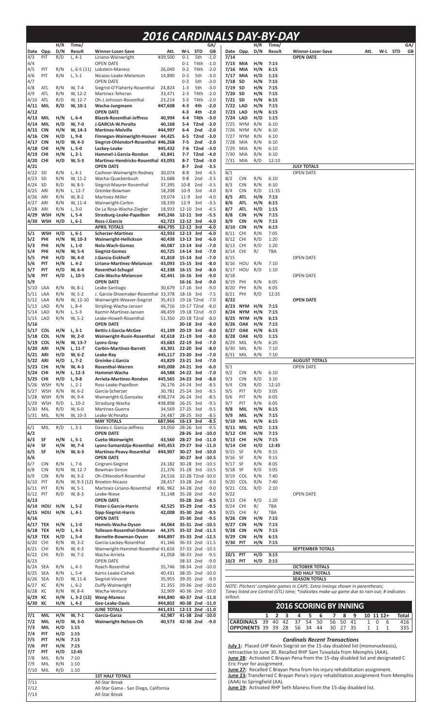# 2016 CARDINALS DAY-BY-DAY

| Date | Opp. | H/R D/N | Time/ Result | Winner-Loser-Save | Att. | W-L | STD | GA/ GB |
|---|---|---|---|---|---|---|---|---|
| 4/3 | PIT | R/D | L, 4-1 | Liriano-Wainwright | #39,500 | 0-1 | 5th | -1.0 |
| 4/4 | | | | OPEN DATE | | 0-1 | T4th | -1.0 |
| 4/5 | PIT | R/N | L, 6-5 (11) | Lobstein-Maness | 26,049 | 0-2 | T4th | -2.0 |
| 4/6 | PIT | R/N | L, 5-1 | Nicasio-Leake-Melancon | 14,890 | 0-3 | 5th | -3.0 |
| 4/7 | | | | OPEN DATE | | 0-3 | 5th | -3.0 |
| 4/8 | ATL | R/N | W, 7-4 | Siegrist-O'Flaherty-Rosenthal | 24,824 | 1-3 | 5th | -3.0 |
| 4/9 | ATL | R/N | W, 12-2 | Martinez-Teheran | 33,471 | 2-3 | T4th | -2.0 |
| 4/10 | ATL | R/D | W, 12-7 | Oh-J.Johnson-Rosenthal | 23,214 | 3-3 | T4th | -2.0 |
| **4/11** | **MIL** | **R/D** | **W, 10-1** | **Wacha-Jungmann** | **#47,608** | **4-3** | **4th** | **-2.0** |
| **4/12** | | | | **OPEN DATE** | | **4-3** | **4th** | **-2.0** |
| **4/13** | **MIL** | **H/N** | **L, 6-4** | **Blazek-Rosenthal-Jeffress** | **40,994** | **4-4** | **T4th** | **-3.0** |
| **4/14** | **MIL** | **H/D** | **W, 7-0** | **J.GARCIA-W.Peralta** | **40,168** | **5-4** | **T2nd** | **-3.0** |
| **4/15** | **CIN** | **H/N** | **W, 14-3** | **Martinez-Melville** | **#44,997** | **6-4** | **2nd** | **-2.0** |
| **4/16** | **CIN** | **H/D** | **L, 9-8** | **Finnegan-Wainwright-Hoover** | **44,425** | **6-5** | **T2nd** | **-3.0** |
| **4/17** | **CIN** | **H/D** | **W, 4-3** | **Siegrist-Ohlendorf-Rosenthal** | **#46,268** | **7-5** | **2nd** | **-2.0** |
| **4/18** | **CHI** | **H/N** | **L, 5-0** | **Lackey-Leake** | **#45,432** | **7-6** | **T2nd** | **-3.0** |
| **4/19** | **CHI** | **H/N** | **L, 2-1** | **Hammel-J.Garcia-Rondon** | **43,841** | **7-7** | **T2nd** | **-4.0** |
| **4/20** | **CHI** | **H/D** | **W, 5-3** | **Martinez-Hendricks-Rosenthal** | **43,093** | **8-7** | **T2nd** | **-3.0** |
| **4/21** | | | | **OPEN DATE** | | **8-7** | **2nd** | **-3.5** |
| 4/22 | SD | R/N | L, 4-1 | Cashner-Wainwright-Rodney | 30,074 | 8-8 | 3rd | -4.5 |
| 4/23 | SD | R/N | W, 11-2 | Wacha-Quackenbush | 31,688 | 9-8 | 2nd | -3.5 |
| 4/24 | SD | R/D | W, 8-5 | Siegrist-Maurer-Rosenthal | 37,395 | 10-8 | 2nd | -3.5 |
| 4/25 | ARI | R/N | L, 12-7 | Greinke-Bowman | 18,208 | 10-9 | 3rd | -4.0 |
| 4/26 | ARI | R/N | W, 8-2 | Martinez-Miller | 19,074 | 11-9 | 3rd | -4.0 |
| 4/27 | ARI | R/N | W, 11-4 | Wainwright-Corbin | 18,339 | 12-9 | 3rd | -3.5 |
| 4/28 | ARI | R/N | L, 3-0 | De La Rosa-Wacha-Ziegler | 18,933 | 12-10 | 3rd | -4.5 |
| **4/29** | **WSH** | **H/N** | **L, 5-4** | **Strasburg-Leake-Papelbon** | **#45,246** | **12-11** | **3rd** | **-5.5** |
| **4/30** | **WSH** | **H/D** | **L, 6-1** | **Ross-J.Garcia** | **42,723** | **12-12** | **3rd** | **-6.0** |
| | | | | **APRIL TOTALS** | **484,795** | **12-12** | **3rd** | **-6.0** |
| **5/1** | **WSH** | **H/D** | **L, 6-1** | **Scherzer-Martinez** | **42,933** | **12-13** | **3rd** | **-6.0** |
| **5/2** | **PHI** | **H/N** | **W, 10-3** | **Wainwright-Hellickson** | **40,438** | **13-13** | **3rd** | **-6.0** |
| **5/3** | **PHI** | **H/N** | **L, 1-0** | **Nola-Wach-Gomez** | **40,087** | **13-14** | **3rd** | **-7.0** |
| **5/4** | **PHI** | **H/N** | **W, 5-4** | **Siegrist-Gomez** | **40,725** | **14-14** | **3rd** | **-7.0** |
| **5/5** | **PHI** | **H/D** | **W, 4-0** | **J.Garcia-Eickhoff** | **41,818** | **15-14** | **3rd** | **-7.0** |
| **5/6** | **PIT** | **H/N** | **L. 4-2** | **Liriano-Martinez-Melancon** | **43,093** | **15-15** | **3rd** | **-8.0** |
| **5/7** | **PIT** | **H/N** | **W, 6-4** | **Rosenthal-Schugel** | **42,338** | **16-15** | **3rd** | **-8.0** |
| **5/8** | **PIT** | **H/D** | **L, 10-5** | **Cole-Wacha-Melancon** | **42,441** | **16-16** | **3rd** | **-9.0** |
| **5/9** | | | | **OPEN DATE** | | **16-16** | **3rd** | **-9.0** |
| 5/10 | LAA | R/N | W, 8-1 | Leake-Santiago | 30,679 | 17-16 | 3rd | -9.0 |
| 5/11 | LAA | R/N | W, 5-2 | J. Garcia-Shoemaker-Rosenthal | 33,378 | 18-16 | 3rd | -7.5 |
| 5/12 | LAA | R/N | W, 12-10 | Wainwright-Weaver-Siegrist | 35,413 | 19-16 | T2nd | -7.0 |
| 5/13 | LAD | R/N | L, 8-4 | Stripling-Wacha-Jansen | 46,716 | 19-17 | T2nd | -8.0 |
| 5/14 | LAD | R/N | L, 5-3 | Kazmir-Martinez-Jansen | 48,459 | 19-18 | T2nd | -9.0 |
| 5/15 | LAD | R/N | W, 5-2 | Leake-Howell-Rosenthal | 51,350 | 20-18 | T2nd | -8.0 |
| **5/16** | | | | **OPEN DATE** | | **20-18** | **3rd** | **-8.0** |
| **5/17** | **COL** | **H/N** | **L, 3-1** | **Bettis-J.Garcia-McGee** | **41,109** | **20-19** | **3rd** | **-8.0** |
| **5/18** | **COL** | **H/N** | **W, 2-0** | **Wainwright-Rusin-Rosenthal** | **42,618** | **21-19** | **3rd** | **-8.0** |
| **5/19** | **COL** | **H/N** | **W, 13-7** | **Lyons-Gray** | **43,683** | **22-19** | **3rd** | **-7.0** |
| **5/20** | **ARI** | **H/N** | **L, 11-7** | **Corbin-Martinez-Barrett** | **43,301** | **22-20** | **3rd** | **-8.0** |
| **5/21** | **ARI** | **H/D** | **W, 6-2** | **Leake-Ray** | **#45,117** | **23-20** | **3rd** | **-7.0** |
| **5/22** | **ARI** | **H/D** | **L, 7-2** | **Greinke-J.Garcia** | **43,829** | **23-21** | **3rd** | **-7.0** |
| **5/23** | **CHI** | **H/N** | **W, 4-3** | **Rosenthal-Warren** | **#45,008** | **24-21** | **3rd** | **-6.0** |
| **5/24** | **CHI** | **H/N** | **L, 12-3** | **Hammel-Wacha** | **44,588** | **24-22** | **3rd** | **-7.0** |
| **5/25** | **CHI** | **H/D** | **L, 9-8** | **Arrieta-Martinez-Rondon** | **#45,565** | **24-23** | **3rd** | **-8.0** |
| 5/26 | WSH | R/N | L, 2-1 | Ross-Leake-Papelbon | 26,176 | 24-24 | 3rd | -8.5 |
| 5/27 | WSH | R/N | W, 6-2 | Garcia-Scherzer | 30,781 | 25-24 | 3rd | -8.5 |
| 5/28 | WSH | R/N | W, 9-4 | Wainwright-G.Gonzalez | #38,274 | 26-24 | 3rd | -8.5 |
| 5/29 | WSH | R/D | L, 10-2 | Strasburg-Wacha | #38,898 | 26-25 | 3rd | -9.5 |
| 5/30 | MIL | R/D | W, 6-0 | Martinez-Guerra | 34,569 | 27-25 | 3rd | -9.5 |
| 5/31 | MIL | R/N | W, 10-3 | Leake-W.Peralta | 24,487 | 28-25 | 3rd | -8.5 |
| | | | | **MAY TOTALS** | **687,966** | **16-13** | **3rd** | **-8.5** |
| 6/1 | MIL | R/D | L, 3-1 | Davies-J.Garcia-Jeffress | 24,050 | 28-26 | 3rd | -9.5 |
| **6/2** | | | | **OPEN DATE** | | **28-26** | **3rd** | **-10.0** |
| **6/3** | **SF** | **H/N** | **L, 5-1** | **Cueto-Wainwright** | **43,560** | **28-27** | **3rd** | **-11.0** |
| **6/4** | **SF** | **H/N** | **W, 7-4** | **Lyons-Samardzija-Rosenthal** | **#45,453** | **29-27** | **3rd** | **-11.0** |
| **6/5** | **SF** | **H/N** | **W, 6-3** | **Martinez-Peavy-Rosenthal** | **#44,907** | **30-27** | **3rd** | **-10.0** |
| **6/6** | | | | **OPEN DATE** | | **30-27** | **3rd** | **-10.5** |
| 6/7 | CIN | R/N | L, 7-6 | Cingrani-Siegrist | 24,182 | 30-28 | 3rd | -10.5 |
| 6/8 | CIN | R/N | W, 12-7 | Bowman-Simon | 21,376 | 31-28 | 3rd | -10.5 |
| 6/9 | CIN | R/N | W, 3-2 | Oh-Ohlendorf-Rosenthal | 24,516 | 32-28 | T2nd | -10.0 |
| 6/10 | PIT | R/N | W, 9-3 (12) | Broxton-Nicasio | 28,417 | 33-28 | 2nd | -9.0 |
| 6/11 | PIT | R/N | W, 5-1 | Martinez-Liriano-Rosenthal | #36, 962 | 34-28 | 2nd | -9.0 |
| 6/12 | PIT | R/D | W, 8-3 | Leake-Niese | 31,148 | 35-28 | 2nd | -9.0 |
| **6/13** | | | | **OPEN DATE** | | **35-28** | **2nd** | **-8.5** |
| **6/14** | **HOU** | **H/N** | **L, 5-2** | **Fister-J.Garcia-Harris** | **42,525** | **35-29** | **2nd** | **-9.5** |
| **6/15** | **HOU** | **H/N** | **L, 4-1** | **Sipp-Siegrist-Harris** | **42,008** | **35-30** | **2nd** | **-9.5** |
| **6/16** | | | | **OPEN DATE** | | **35-30** | **2nd** | **-9.5** |
| **6/17** | **TEX** | **H/N** | **L, 1-0** | **Hamels-Wacha-Dyson** | **44,064** | **35-31** | **2nd** | **-10.5** |
| **6/18** | **TEX** | **H/D** | **L, 4-3** | **Tolleson-Rosenthal-Diekman** | **44,375** | **35-32** | **2nd** | **-11.5** |
| **6/19** | **TEX** | **H/D** | **L, 5-4** | **Barnette-Bowman-Dyson** | **#44,897** | **35-33** | **2nd** | **-12.5** |
| 6/20 | CHI | R/N | W, 3-2 | Garcia-Lackey-Rosenthal | 41,166 | 36-33 | 2nd | -11.5 |
| 6/21 | CHI | R/N | W, 4-3 | Wainwright-Hammel-Rosenthal | 41,616 | 37-33 | 2nd | -10.5 |
| 6/22 | CHI | R/D | W, 7-2 | Wacha-Arrieta | 41,058 | 38-33 | 2nd | -9.5 |
| 6/23 | | | | OPEN DATE | | 38-33 | 2nd | -9.0 |
| 6/24 | SEA | R/N | L, 4-3 | Roach-Rosenthal | 35,746 | 38-34 | 2nd | -10.0 |
| 6/25 | SEA | R/N | L, 5-4 | Karns-Leake-Cishek | 40,431 | 38-35 | 2nd | -10.0 |
| 6/26 | SEA | R/D | W, 11-6 | Siegrist-Vincent | 35,955 | 39-35 | 2nd | -9.0 |
| 6/27 | KC | R/N | L, 6-2 | Duffy-Wainwright | 31.355 | 39-36 | 2nd | -10.0 |
| 6/28 | KC | R/N | W, 8-4 | Wacha-Ventura | 32,909 | 40-36 | 2nd | -10.0 |
| **6/29** | **KC** | **H/N** | **L, 3-2 (12)** | **Wang-Maness** | **#44,840** | **40-37** | **2nd** | **-11.0** |
| **6/30** | **KC** | **H/N** | **L, 4-2** | **Gee-Leake-Davis** | **#44,802** | **40-38** | **2nd** | **-11.0** |
| | | | | **JUNE TOTALS** | **441,431** | **12-13** | **2nd** | **-11.0** |
| **7/1** | **MIL** | **H/N** | **W, 7-1** | **Garcia-Garza** | **42,987** | **41-38** | **2nd** | **-10.0** |
| **7/2** | **MIL** | **H/D** | **W, 3-0** | **Wainwright-Nelson-Oh** | **40,573** | **42-38** | **2nd** | **-9.0** |
| **7/3** | **MIL** | **H/D** | **1:15** | | | | | |
| **7/4** | **PIT** | **H/D** | **1:15** | | | | | |
| **7/5** | **PIT** | **H/N** | **7:15** | | | | | |
| **7/6** | **PIT** | **H/N** | **7:15** | | | | | |
| **7/7** | **PIT** | **H/D** | **12:45** | | | | | |
| 7/8 | MIL | R/N | 7:10 | | | | | |
| 7/9 | MIL | R/N | 1:10 | | | | | |
| 7/10 | MIL | R/D | 1:10 | | | | | |
| | | | | **1ST HALF TOTALS** | | | | |
| 7/11 | | | | All-Star Break | | | | |
| 7/12 | | | | All-Star Game - San Diego, California | | | | |
| 7/13 | | | | All-Star Break | | | | |

| Date | Opp. | H/R D/N | Time/ Result | Winner-Loser-Save | Att. | W-L | STD | GA/ GB |
|---|---|---|---|---|---|---|---|---|
| 7/14 | | | | OPEN DATE | | | | |
| **7/15** | **MIA** | **H/N** | **7:15** | | | | | |
| **7/16** | **MIA** | **H/N** | **6:15** | | | | | |
| **7/17** | **MIA** | **H/D** | **1:15** | | | | | |
| **7/18** | **SD** | **H/N** | **7:15** | | | | | |
| **7/19** | **SD** | **H/N** | **7:15** | | | | | |
| **7/20** | **SD** | **H/N** | **7:15** | | | | | |
| **7/21** | **SD** | **H/N** | **6:15** | | | | | |
| **7/22** | **LAD** | **H/N** | **7:15** | | | | | |
| **7/23** | **LAD** | **H/N** | **6:15** | | | | | |
| **7/24** | **LAD** | **H/D** | **1:15** | | | | | |
| 7/25 | NYM | R/N | 6:10 | | | | | |
| 7/26 | NYM | R/N | 6:10 | | | | | |
| 7/27 | NYM | R/N | 6:10 | | | | | |
| 7/28 | MIA | R/N | 6:10 | | | | | |
| 7/29 | MIA | R/N | 6:10 | | | | | |
| 7/30 | MIA | R/N | 6:10 | | | | | |
| 7/31 | MIA | R/D | 12:10 | | | | | |
| | | | | JULY TOTALS | | | | |
| 8/1 | | | | OPEN DATE | | | | |
| 8/2 | CIN | R/N | 6:10 | | | | | |
| 8/3 | CIN | R/N | 6:10 | | | | | |
| 8/4 | CIN | R/D | 11:35 | | | | | |
| **8/5** | **ATL** | **H/N** | **7:15** | | | | | |
| **8/6** | **ATL** | **H/N** | **6:15** | | | | | |
| **8/7** | **ATL** | **H/D** | **1:15** | | | | | |
| **8/8** | **CIN** | **H/N** | **7:15** | | | | | |
| **8/9** | **CIN** | **H/N** | **7:15** | | | | | |
| **8/10** | **CIN** | **H/N** | **6:15** | | | | | |
| 8/11 | CHI | R/N | 7:05 | | | | | |
| 8/12 | CHI | R/D | 1:20 | | | | | |
| 8/13 | CHI | R/D | 1:20 | | | | | |
| 8/14 | CHI | R/ | TBA | | | | | |
| 8/15 | | | | OPEN DATE | | | | |
| 8/16 | HOU | R/N | 7:10 | | | | | |
| 8/17 | HOU | R/D | 1:10 | | | | | |
| 8/18 | | | | OPEN DATE | | | | |
| 8/19 | PHI | R/N | 6:05 | | | | | |
| 8/20 | PHI | R/N | 6:05 | | | | | |
| 8/21 | PHI | R/D | 12:35 | | | | | |
| **8/22** | | | | **OPEN DATE** | | | | |
| **8/23** | **NYM** | **H/N** | **7:15** | | | | | |
| **8/24** | **NYM** | **H/N** | **7:15** | | | | | |
| **8/25** | **NYM** | **H/N** | **6:15** | | | | | |
| **8/26** | **OAK** | **H/N** | **7:15** | | | | | |
| **8/27** | **OAK** | **H/N** | **6:15** | | | | | |
| **8/28** | **OAK** | **H/D** | **1:15** | | | | | |
| 8/29 | MIL | R/N | 6:20 | | | | | |
| 8/30 | MIL | R/N | 7:10 | | | | | |
| 8/31 | MIL | R/N | 7:10 | | | | | |
| | | | | AUGUST TOTALS | | | | |
| 9/1 | | | | OPEN DATE | | | | |
| 9/2 | CIN | R/N | 6:10 | | | | | |
| 9/3 | CIN | R/D | 3:10 | | | | | |
| 9/4 | CIN | R/D | 12:10 | | | | | |
| 9/5 | PIT | R/D | 3:05 | | | | | |
| 9/6 | PIT | R/N | 6:05 | | | | | |
| 9/7 | PIT | R/N | 6:05 | | | | | |
| **9/8** | **MIL** | **H/N** | **6:15** | | | | | |
| **9/9** | **MIL** | **H/N** | **7:15** | | | | | |
| **9/10** | **MIL** | **H/N** | **6:15** | | | | | |
| **9/11** | **MIL** | **H/D** | **1:15** | | | | | |
| **9/12** | **CHI** | **H/N** | **7:15** | | | | | |
| **9/13** | **CHI** | **H/N** | **7:15** | | | | | |
| **9/14** | **CHI** | **H/D** | **12:45** | | | | | |
| 9/15 | SF | R/N | 9:15 | | | | | |
| 9/16 | SF | R/N | 9:15 | | | | | |
| 9/17 | SF | R/N | 8:05 | | | | | |
| 9/18 | SF | R/D | 3:05 | | | | | |
| 9/19 | COL | R/N | 7:40 | | | | | |
| 9/20 | COL | R/N | 7:40 | | | | | |
| 9/21 | COL | R/D | 2:10 | | | | | |
| 9/22 | | | | OPEN DATE | | | | |
| 9/23 | CHI | R/D | 1:20 | | | | | |
| 9/24 | CHI | R/ | TBA | | | | | |
| 9/25 | CHI | R/ | TBA | | | | | |
| **9/26** | **CIN** | **H/N** | **7:15** | | | | | |
| **9/27** | **CIN** | **H/N** | **7:15** | | | | | |
| **9/28** | **CIN** | **H/N** | **7:15** | | | | | |
| **9/29** | **CIN** | **H/N** | **6:15** | | | | | |
| **9/30** | **PIT** | **H/N** | **7:15** | | | | | |
| | | | | **SEPTEMBER TOTALS** | | | | |
| **10/1** | **PIT** | **H/D** | **3:15** | | | | | |
| **10/2** | **PIT** | **H/D** | **2:15** | | | | | |
| | | | | **OCTOBER TOTALS** | | | | |
| | | | | **2ND HALF TOTALS** | | | | |
| | | | | **SEASON TOTALS** | | | | |

*NOTE: Pitchers' complete games in CAPS; Extra innings shown in parentheses; Times listed are Central (STL) time; \*indicates make-up game due to rain out; # indicates sellout.*

## 2016 SCORING BY INNING

| | 1 | 2 | 3 | 4 | 5 | 6 | 7 | 8 | 9 | 10 | 11 | 12+ | Total |
|---|---|---|---|---|---|---|---|---|---|---|---|---|---|
| **CARDINALS** | 39 | 40 | 42 | 37 | 54 | 50 | 56 | 50 | 41 | 1 | 0 | 6 | 416 |
| **OPPONENTS** | 39 | 39 | 28 | 56 | 34 | 44 | 30 | 27 | 35 | 1 | 1 | 1 | 335 |

### *Cardinals Recent Transactions*

**July 1:** Placed LHP Kevin Siegrist on the 15-day disabled list (mononucleosis), retroactive to June 30. Recalled RHP Sam Tuivailala from Memphis (AAA).
**June 28:** Activated C Brayan Pena from the 15-day disabled list and designated C Eric Fryer for assignment.
**June 27:** Recalled C Brayan Pena from his injury rehabilitation assignment.
**June 23:** Transferred C Brayan Pena's injury rehabilitation assignment from Memphis (AAA) to Springfield (AA).
**June 19:** Activated RHP Seth Maness from the 15-day disabled list.